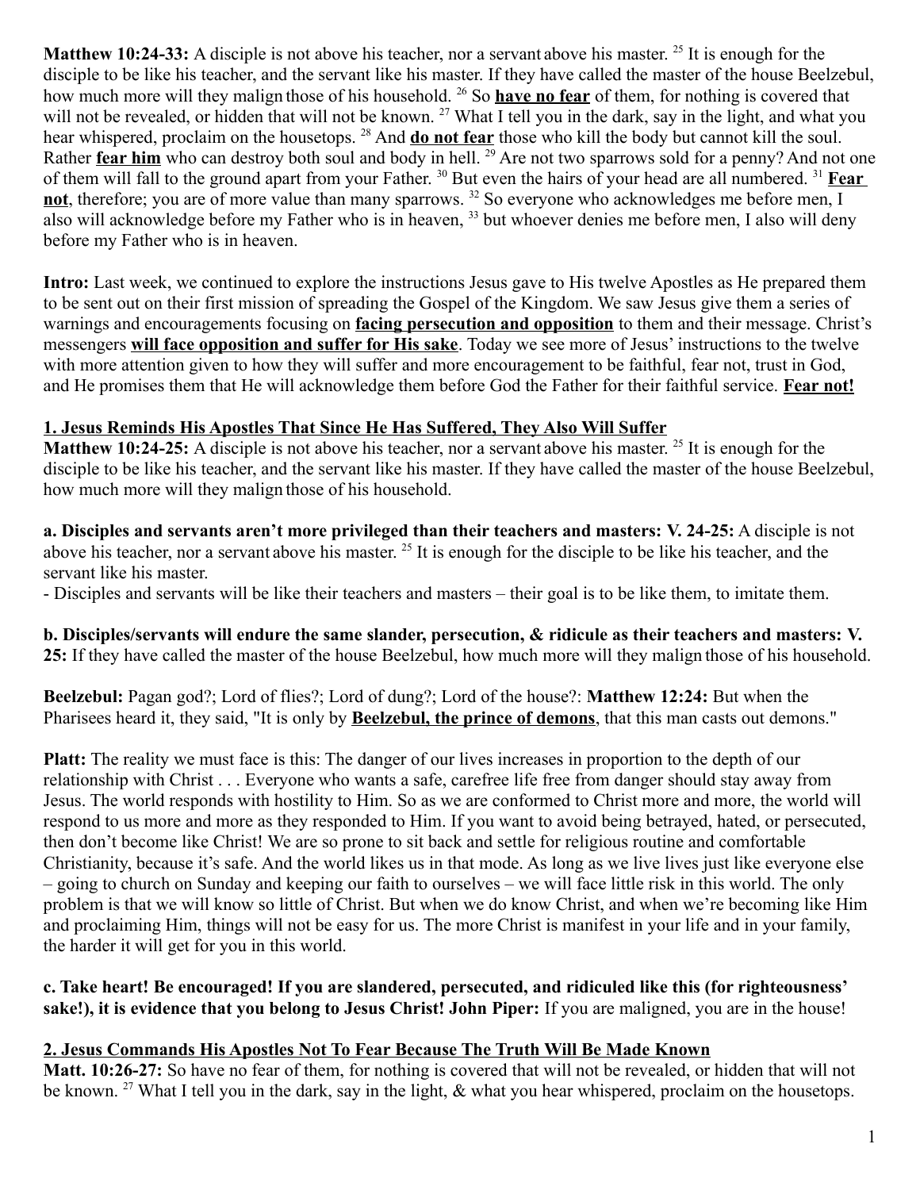**Matthew 10:24-33:** A disciple is not above his teacher, nor a servant above his master. [25] It is enough for the disciple to be like his teacher, and the servant like his master. If they have called the master of the house Beelzebul, how much more will they malign those of his household. [26] So **have no fear** of them, for nothing is covered that will not be revealed, or hidden that will not be known. [27] What I tell you in the dark, say in the light, and what you hear whispered, proclaim on the housetops. [28] And **do not fear** those who kill the body but cannot kill the soul. Rather **fear him** who can destroy both soul and body in hell. [29] Are not two sparrows sold for a penny? And not one of them will fall to the ground apart from your Father. [30] But even the hairs of your head are all numbered. [31] **Fear not**, therefore; you are of more value than many sparrows. [32] So everyone who acknowledges me before men, I also will acknowledge before my Father who is in heaven, [33] but whoever denies me before men, I also will deny before my Father who is in heaven.

**Intro:** Last week, we continued to explore the instructions Jesus gave to His twelve Apostles as He prepared them to be sent out on their first mission of spreading the Gospel of the Kingdom. We saw Jesus give them a series of warnings and encouragements focusing on **facing persecution and opposition** to them and their message. Christ's messengers **will face opposition and suffer for His sake**. Today we see more of Jesus' instructions to the twelve with more attention given to how they will suffer and more encouragement to be faithful, fear not, trust in God, and He promises them that He will acknowledge them before God the Father for their faithful service. **Fear not!**

## 1. Jesus Reminds His Apostles That Since He Has Suffered, They Also Will Suffer

**Matthew 10:24-25:** A disciple is not above his teacher, nor a servant above his master. [25] It is enough for the disciple to be like his teacher, and the servant like his master. If they have called the master of the house Beelzebul, how much more will they malign those of his household.

**a. Disciples and servants aren't more privileged than their teachers and masters: V. 24-25:** A disciple is not above his teacher, nor a servant above his master. [25] It is enough for the disciple to be like his teacher, and the servant like his master.

- Disciples and servants will be like their teachers and masters – their goal is to be like them, to imitate them.

**b. Disciples/servants will endure the same slander, persecution, & ridicule as their teachers and masters: V. 25:** If they have called the master of the house Beelzebul, how much more will they malign those of his household.

**Beelzebul:** Pagan god?; Lord of flies?; Lord of dung?; Lord of the house?: **Matthew 12:24:** But when the Pharisees heard it, they said, "It is only by **Beelzebul, the prince of demons**, that this man casts out demons."

**Platt:** The reality we must face is this: The danger of our lives increases in proportion to the depth of our relationship with Christ . . . Everyone who wants a safe, carefree life free from danger should stay away from Jesus. The world responds with hostility to Him. So as we are conformed to Christ more and more, the world will respond to us more and more as they responded to Him. If you want to avoid being betrayed, hated, or persecuted, then don't become like Christ! We are so prone to sit back and settle for religious routine and comfortable Christianity, because it's safe. And the world likes us in that mode. As long as we live lives just like everyone else – going to church on Sunday and keeping our faith to ourselves – we will face little risk in this world. The only problem is that we will know so little of Christ. But when we do know Christ, and when we're becoming like Him and proclaiming Him, things will not be easy for us. The more Christ is manifest in your life and in your family, the harder it will get for you in this world.

**c. Take heart! Be encouraged! If you are slandered, persecuted, and ridiculed like this (for righteousness' sake!), it is evidence that you belong to Jesus Christ! John Piper:** If you are maligned, you are in the house!

## 2. Jesus Commands His Apostles Not To Fear Because The Truth Will Be Made Known

**Matt. 10:26-27:** So have no fear of them, for nothing is covered that will not be revealed, or hidden that will not be known. [27] What I tell you in the dark, say in the light, & what you hear whispered, proclaim on the housetops.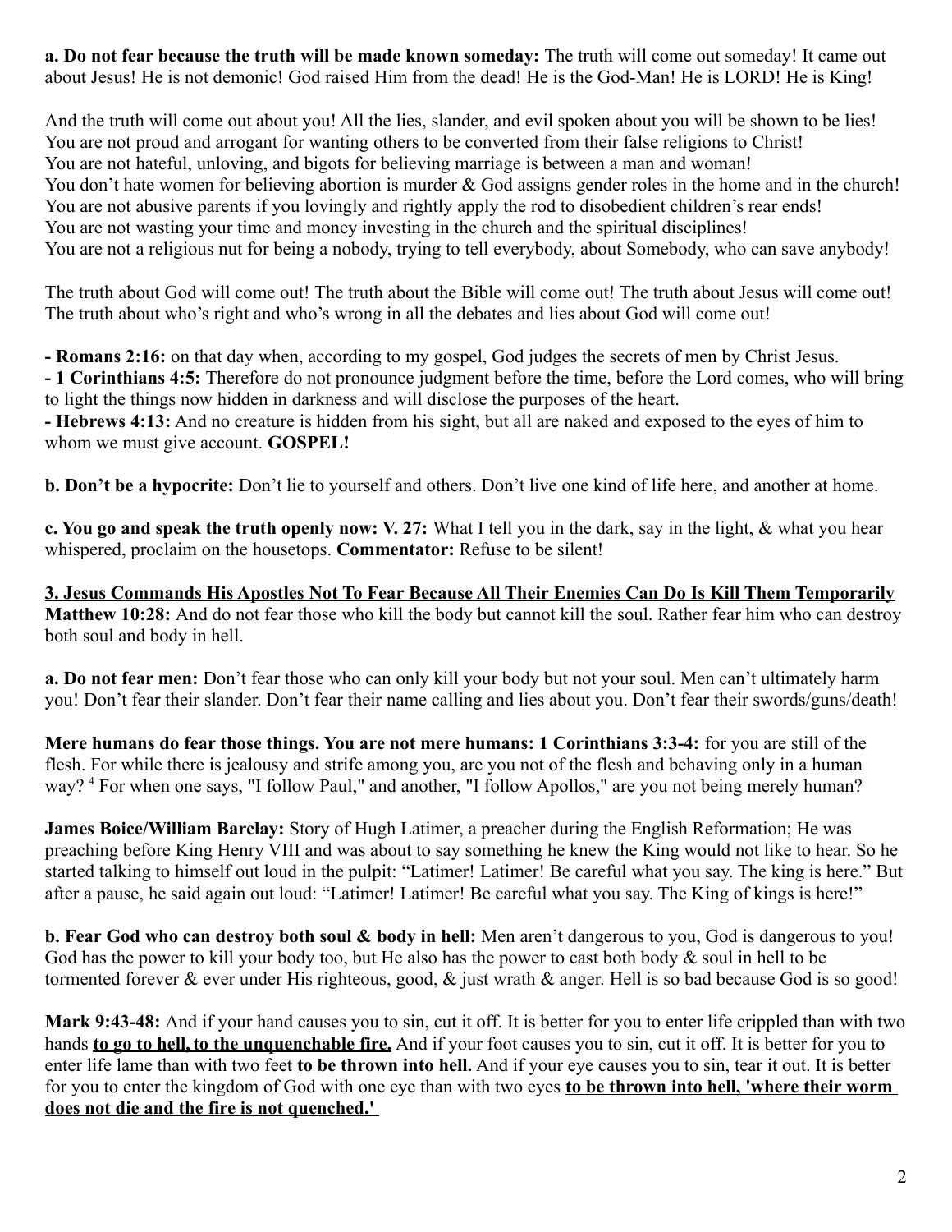**a. Do not fear because the truth will be made known someday:** The truth will come out someday! It came out about Jesus! He is not demonic! God raised Him from the dead! He is the God-Man! He is LORD! He is King!

And the truth will come out about you! All the lies, slander, and evil spoken about you will be shown to be lies!
You are not proud and arrogant for wanting others to be converted from their false religions to Christ!
You are not hateful, unloving, and bigots for believing marriage is between a man and woman!
You don't hate women for believing abortion is murder & God assigns gender roles in the home and in the church!
You are not abusive parents if you lovingly and rightly apply the rod to disobedient children's rear ends!
You are not wasting your time and money investing in the church and the spiritual disciplines!
You are not a religious nut for being a nobody, trying to tell everybody, about Somebody, who can save anybody!

The truth about God will come out! The truth about the Bible will come out! The truth about Jesus will come out! The truth about who's right and who's wrong in all the debates and lies about God will come out!

**- Romans 2:16:** on that day when, according to my gospel, God judges the secrets of men by Christ Jesus.
**- 1 Corinthians 4:5:** Therefore do not pronounce judgment before the time, before the Lord comes, who will bring to light the things now hidden in darkness and will disclose the purposes of the heart.
**- Hebrews 4:13:** And no creature is hidden from his sight, but all are naked and exposed to the eyes of him to whom we must give account. **GOSPEL!**

**b. Don't be a hypocrite:** Don't lie to yourself and others. Don't live one kind of life here, and another at home.

**c. You go and speak the truth openly now: V. 27:** What I tell you in the dark, say in the light, & what you hear whispered, proclaim on the housetops. **Commentator:** Refuse to be silent!

**3. Jesus Commands His Apostles Not To Fear Because All Their Enemies Can Do Is Kill Them Temporarily**
**Matthew 10:28:** And do not fear those who kill the body but cannot kill the soul. Rather fear him who can destroy both soul and body in hell.

**a. Do not fear men:** Don't fear those who can only kill your body but not your soul. Men can't ultimately harm you! Don't fear their slander. Don't fear their name calling and lies about you. Don't fear their swords/guns/death!

**Mere humans do fear those things. You are not mere humans: 1 Corinthians 3:3-4:** for you are still of the flesh. For while there is jealousy and strife among you, are you not of the flesh and behaving only in a human way? [4] For when one says, "I follow Paul," and another, "I follow Apollos," are you not being merely human?

**James Boice/William Barclay:** Story of Hugh Latimer, a preacher during the English Reformation; He was preaching before King Henry VIII and was about to say something he knew the King would not like to hear. So he started talking to himself out loud in the pulpit: "Latimer! Latimer! Be careful what you say. The king is here." But after a pause, he said again out loud: "Latimer! Latimer! Be careful what you say. The King of kings is here!"

**b. Fear God who can destroy both soul & body in hell:** Men aren't dangerous to you, God is dangerous to you! God has the power to kill your body too, but He also has the power to cast both body & soul in hell to be tormented forever & ever under His righteous, good, & just wrath & anger. Hell is so bad because God is so good!

**Mark 9:43-48:** And if your hand causes you to sin, cut it off. It is better for you to enter life crippled than with two hands **to go to hell, to the unquenchable fire.** And if your foot causes you to sin, cut it off. It is better for you to enter life lame than with two feet **to be thrown into hell.** And if your eye causes you to sin, tear it out. It is better for you to enter the kingdom of God with one eye than with two eyes **to be thrown into hell, 'where their worm does not die and the fire is not quenched.'**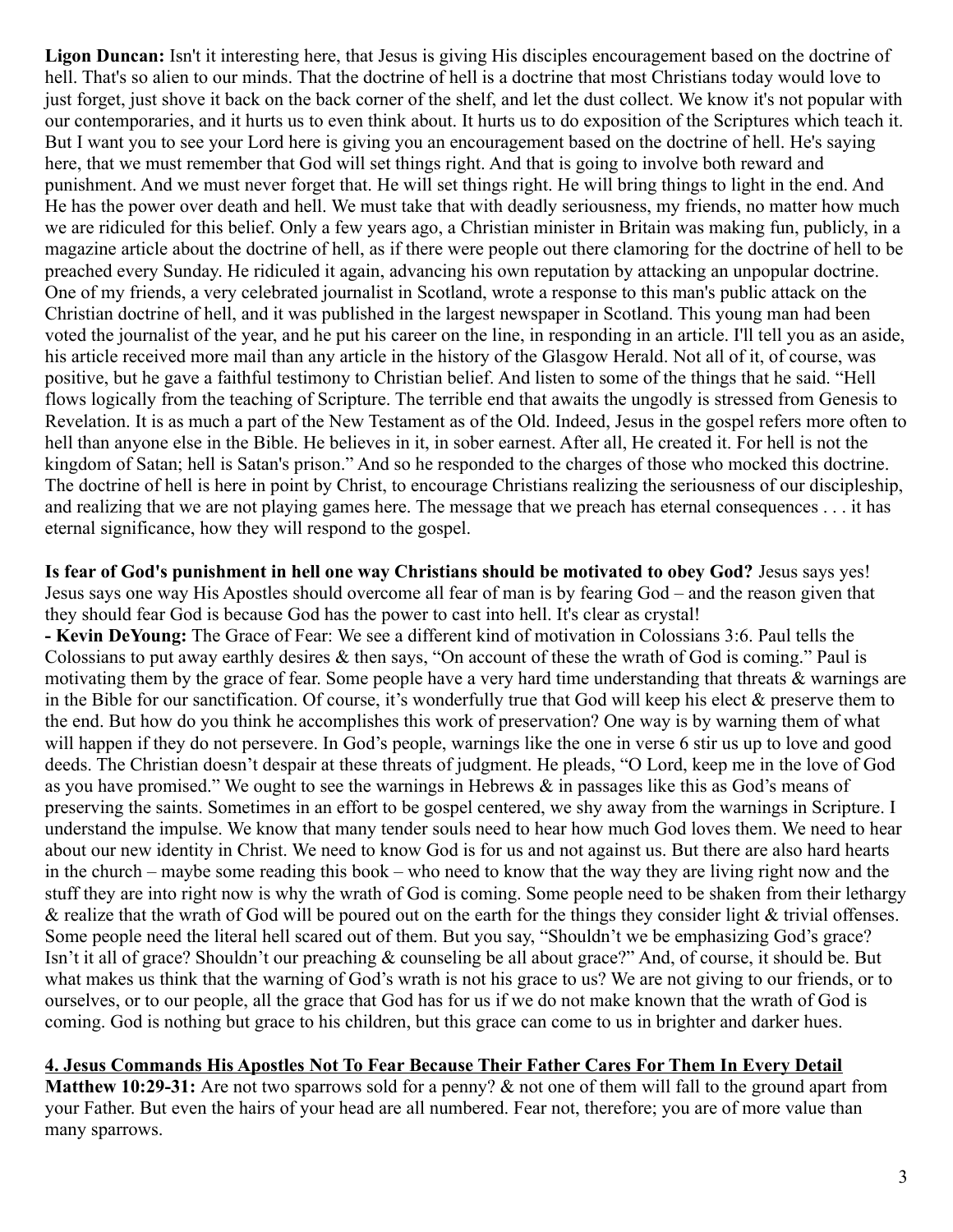**Ligon Duncan:** Isn't it interesting here, that Jesus is giving His disciples encouragement based on the doctrine of hell. That's so alien to our minds. That the doctrine of hell is a doctrine that most Christians today would love to just forget, just shove it back on the back corner of the shelf, and let the dust collect. We know it's not popular with our contemporaries, and it hurts us to even think about. It hurts us to do exposition of the Scriptures which teach it. But I want you to see your Lord here is giving you an encouragement based on the doctrine of hell. He's saying here, that we must remember that God will set things right. And that is going to involve both reward and punishment. And we must never forget that. He will set things right. He will bring things to light in the end. And He has the power over death and hell. We must take that with deadly seriousness, my friends, no matter how much we are ridiculed for this belief. Only a few years ago, a Christian minister in Britain was making fun, publicly, in a magazine article about the doctrine of hell, as if there were people out there clamoring for the doctrine of hell to be preached every Sunday. He ridiculed it again, advancing his own reputation by attacking an unpopular doctrine. One of my friends, a very celebrated journalist in Scotland, wrote a response to this man's public attack on the Christian doctrine of hell, and it was published in the largest newspaper in Scotland. This young man had been voted the journalist of the year, and he put his career on the line, in responding in an article. I'll tell you as an aside, his article received more mail than any article in the history of the Glasgow Herald. Not all of it, of course, was positive, but he gave a faithful testimony to Christian belief. And listen to some of the things that he said. "Hell flows logically from the teaching of Scripture. The terrible end that awaits the ungodly is stressed from Genesis to Revelation. It is as much a part of the New Testament as of the Old. Indeed, Jesus in the gospel refers more often to hell than anyone else in the Bible. He believes in it, in sober earnest. After all, He created it. For hell is not the kingdom of Satan; hell is Satan's prison." And so he responded to the charges of those who mocked this doctrine. The doctrine of hell is here in point by Christ, to encourage Christians realizing the seriousness of our discipleship, and realizing that we are not playing games here. The message that we preach has eternal consequences . . . it has eternal significance, how they will respond to the gospel.

**Is fear of God's punishment in hell one way Christians should be motivated to obey God?** Jesus says yes! Jesus says one way His Apostles should overcome all fear of man is by fearing God – and the reason given that they should fear God is because God has the power to cast into hell. It's clear as crystal!

**- Kevin DeYoung:** The Grace of Fear: We see a different kind of motivation in Colossians 3:6. Paul tells the Colossians to put away earthly desires & then says, "On account of these the wrath of God is coming." Paul is motivating them by the grace of fear. Some people have a very hard time understanding that threats & warnings are in the Bible for our sanctification. Of course, it's wonderfully true that God will keep his elect & preserve them to the end. But how do you think he accomplishes this work of preservation? One way is by warning them of what will happen if they do not persevere. In God's people, warnings like the one in verse 6 stir us up to love and good deeds. The Christian doesn't despair at these threats of judgment. He pleads, "O Lord, keep me in the love of God as you have promised." We ought to see the warnings in Hebrews & in passages like this as God's means of preserving the saints. Sometimes in an effort to be gospel centered, we shy away from the warnings in Scripture. I understand the impulse. We know that many tender souls need to hear how much God loves them. We need to hear about our new identity in Christ. We need to know God is for us and not against us. But there are also hard hearts in the church – maybe some reading this book – who need to know that the way they are living right now and the stuff they are into right now is why the wrath of God is coming. Some people need to be shaken from their lethargy & realize that the wrath of God will be poured out on the earth for the things they consider light & trivial offenses. Some people need the literal hell scared out of them. But you say, "Shouldn't we be emphasizing God's grace? Isn't it all of grace? Shouldn't our preaching & counseling be all about grace?" And, of course, it should be. But what makes us think that the warning of God's wrath is not his grace to us? We are not giving to our friends, or to ourselves, or to our people, all the grace that God has for us if we do not make known that the wrath of God is coming. God is nothing but grace to his children, but this grace can come to us in brighter and darker hues.

**4. Jesus Commands His Apostles Not To Fear Because Their Father Cares For Them In Every Detail**

**Matthew 10:29-31:** Are not two sparrows sold for a penny? & not one of them will fall to the ground apart from your Father. But even the hairs of your head are all numbered. Fear not, therefore; you are of more value than many sparrows.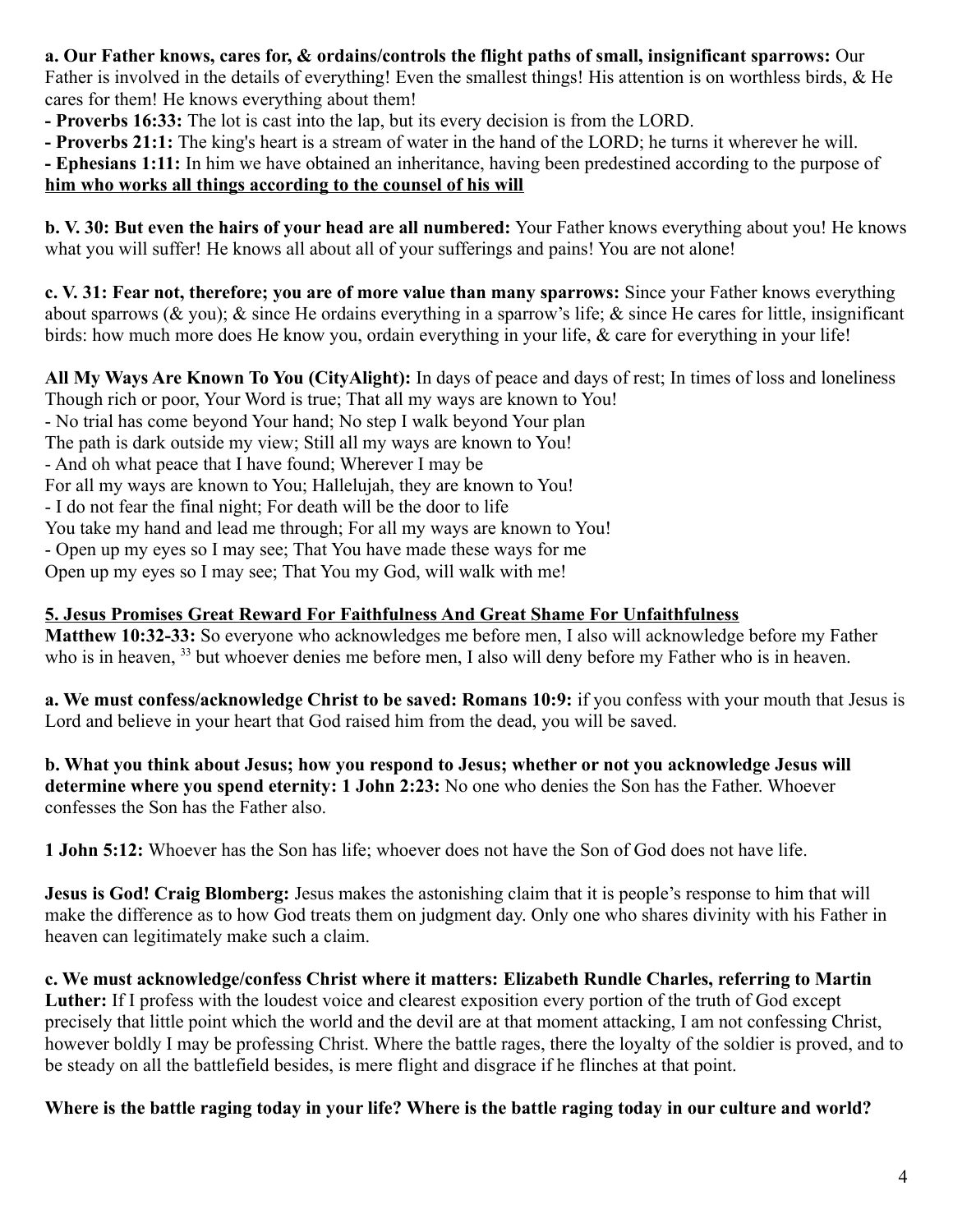**a. Our Father knows, cares for, & ordains/controls the flight paths of small, insignificant sparrows:** Our Father is involved in the details of everything! Even the smallest things! His attention is on worthless birds, & He cares for them! He knows everything about them!

- **Proverbs 16:33:** The lot is cast into the lap, but its every decision is from the LORD.
- **Proverbs 21:1:** The king's heart is a stream of water in the hand of the LORD; he turns it wherever he will.
- **Ephesians 1:11:** In him we have obtained an inheritance, having been predestined according to the purpose of **<u>him who works all things according to the counsel of his will</u>**

**b. V. 30: But even the hairs of your head are all numbered:** Your Father knows everything about you! He knows what you will suffer! He knows all about all of your sufferings and pains! You are not alone!

**c. V. 31: Fear not, therefore; you are of more value than many sparrows:** Since your Father knows everything about sparrows (& you); & since He ordains everything in a sparrow's life; & since He cares for little, insignificant birds: how much more does He know you, ordain everything in your life, & care for everything in your life!

**All My Ways Are Known To You (CityAlight):** In days of peace and days of rest; In times of loss and loneliness
Though rich or poor, Your Word is true; That all my ways are known to You!
- No trial has come beyond Your hand; No step I walk beyond Your plan
The path is dark outside my view; Still all my ways are known to You!
- And oh what peace that I have found; Wherever I may be
For all my ways are known to You; Hallelujah, they are known to You!
- I do not fear the final night; For death will be the door to life
You take my hand and lead me through; For all my ways are known to You!
- Open up my eyes so I may see; That You have made these ways for me
Open up my eyes so I may see; That You my God, will walk with me!

**<u>5. Jesus Promises Great Reward For Faithfulness And Great Shame For Unfaithfulness</u>**

**Matthew 10:32-33:** So everyone who acknowledges me before men, I also will acknowledge before my Father who is in heaven, [33] but whoever denies me before men, I also will deny before my Father who is in heaven.

**a. We must confess/acknowledge Christ to be saved: Romans 10:9:** if you confess with your mouth that Jesus is Lord and believe in your heart that God raised him from the dead, you will be saved.

**b. What you think about Jesus; how you respond to Jesus; whether or not you acknowledge Jesus will determine where you spend eternity: 1 John 2:23:** No one who denies the Son has the Father. Whoever confesses the Son has the Father also.

**1 John 5:12:** Whoever has the Son has life; whoever does not have the Son of God does not have life.

**Jesus is God! Craig Blomberg:** Jesus makes the astonishing claim that it is people's response to him that will make the difference as to how God treats them on judgment day. Only one who shares divinity with his Father in heaven can legitimately make such a claim.

**c. We must acknowledge/confess Christ where it matters: Elizabeth Rundle Charles, referring to Martin Luther:** If I profess with the loudest voice and clearest exposition every portion of the truth of God except precisely that little point which the world and the devil are at that moment attacking, I am not confessing Christ, however boldly I may be professing Christ. Where the battle rages, there the loyalty of the soldier is proved, and to be steady on all the battlefield besides, is mere flight and disgrace if he flinches at that point.

**Where is the battle raging today in your life? Where is the battle raging today in our culture and world?**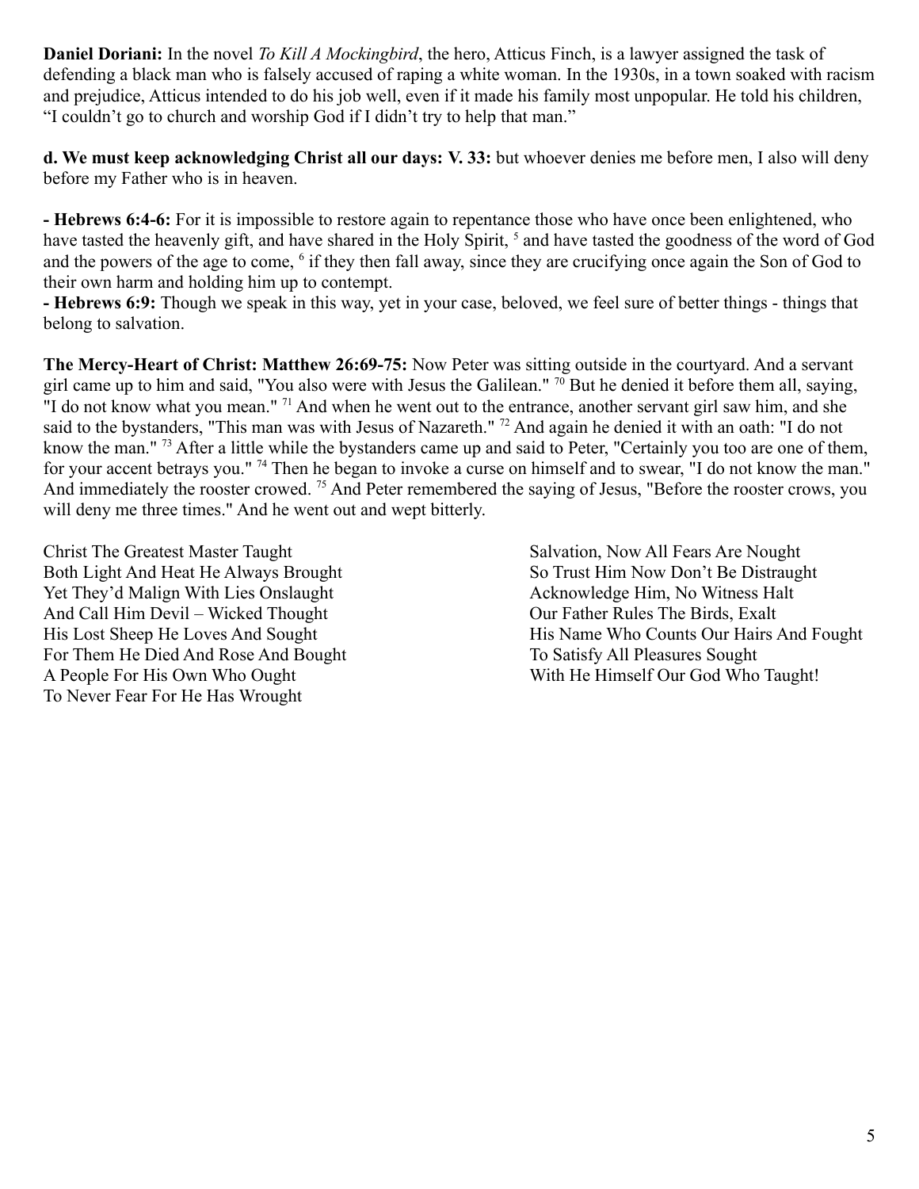**Daniel Doriani:** In the novel *To Kill A Mockingbird*, the hero, Atticus Finch, is a lawyer assigned the task of defending a black man who is falsely accused of raping a white woman. In the 1930s, in a town soaked with racism and prejudice, Atticus intended to do his job well, even if it made his family most unpopular. He told his children, "I couldn't go to church and worship God if I didn't try to help that man."

**d. We must keep acknowledging Christ all our days: V. 33:** but whoever denies me before men, I also will deny before my Father who is in heaven.

**- Hebrews 6:4-6:** For it is impossible to restore again to repentance those who have once been enlightened, who have tasted the heavenly gift, and have shared in the Holy Spirit, [5] and have tasted the goodness of the word of God and the powers of the age to come, [6] if they then fall away, since they are crucifying once again the Son of God to their own harm and holding him up to contempt.
**- Hebrews 6:9:** Though we speak in this way, yet in your case, beloved, we feel sure of better things - things that belong to salvation.

**The Mercy-Heart of Christ: Matthew 26:69-75:** Now Peter was sitting outside in the courtyard. And a servant girl came up to him and said, "You also were with Jesus the Galilean." [70] But he denied it before them all, saying, "I do not know what you mean." [71] And when he went out to the entrance, another servant girl saw him, and she said to the bystanders, "This man was with Jesus of Nazareth." [72] And again he denied it with an oath: "I do not know the man." [73] After a little while the bystanders came up and said to Peter, "Certainly you too are one of them, for your accent betrays you." [74] Then he began to invoke a curse on himself and to swear, "I do not know the man." And immediately the rooster crowed. [75] And Peter remembered the saying of Jesus, "Before the rooster crows, you will deny me three times." And he went out and wept bitterly.

Christ The Greatest Master Taught
Both Light And Heat He Always Brought
Yet They'd Malign With Lies Onslaught
And Call Him Devil – Wicked Thought
His Lost Sheep He Loves And Sought
For Them He Died And Rose And Bought
A People For His Own Who Ought
To Never Fear For He Has Wrought
Salvation, Now All Fears Are Nought
So Trust Him Now Don't Be Distraught
Acknowledge Him, No Witness Halt
Our Father Rules The Birds, Exalt
His Name Who Counts Our Hairs And Fought
To Satisfy All Pleasures Sought
With He Himself Our God Who Taught!